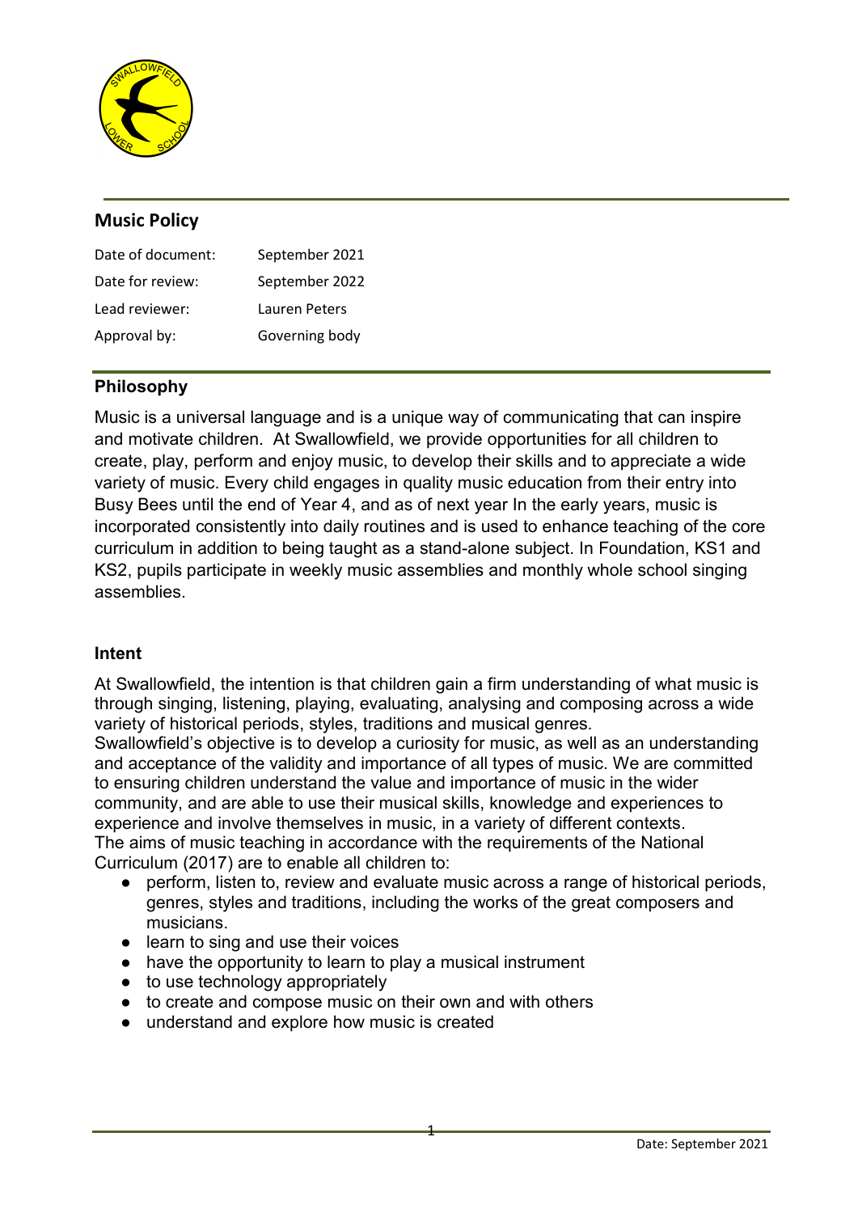## Music Policy

| Date of document: | September 2021 |
|---|---|
| Date for review: | September 2022 |
| Lead reviewer: | Lauren Peters |
| Approval by: | Governing body |

### Philosophy

Music is a universal language and is a unique way of communicating that can inspire and motivate children. At Swallowfield, we provide opportunities for all children to create, play, perform and enjoy music, to develop their skills and to appreciate a wide variety of music. Every child engages in quality music education from their entry into Busy Bees until the end of Year 4, and as of next year In the early years, music is incorporated consistently into daily routines and is used to enhance teaching of the core curriculum in addition to being taught as a stand-alone subject. In Foundation, KS1 and KS2, pupils participate in weekly music assemblies and monthly whole school singing assemblies.

### Intent

At Swallowfield, the intention is that children gain a firm understanding of what music is through singing, listening, playing, evaluating, analysing and composing across a wide variety of historical periods, styles, traditions and musical genres.
Swallowfield's objective is to develop a curiosity for music, as well as an understanding and acceptance of the validity and importance of all types of music. We are committed to ensuring children understand the value and importance of music in the wider community, and are able to use their musical skills, knowledge and experiences to experience and involve themselves in music, in a variety of different contexts.
The aims of music teaching in accordance with the requirements of the National Curriculum (2017) are to enable all children to:

- perform, listen to, review and evaluate music across a range of historical periods, genres, styles and traditions, including the works of the great composers and musicians.
- learn to sing and use their voices
- have the opportunity to learn to play a musical instrument
- to use technology appropriately
- to create and compose music on their own and with others
- understand and explore how music is created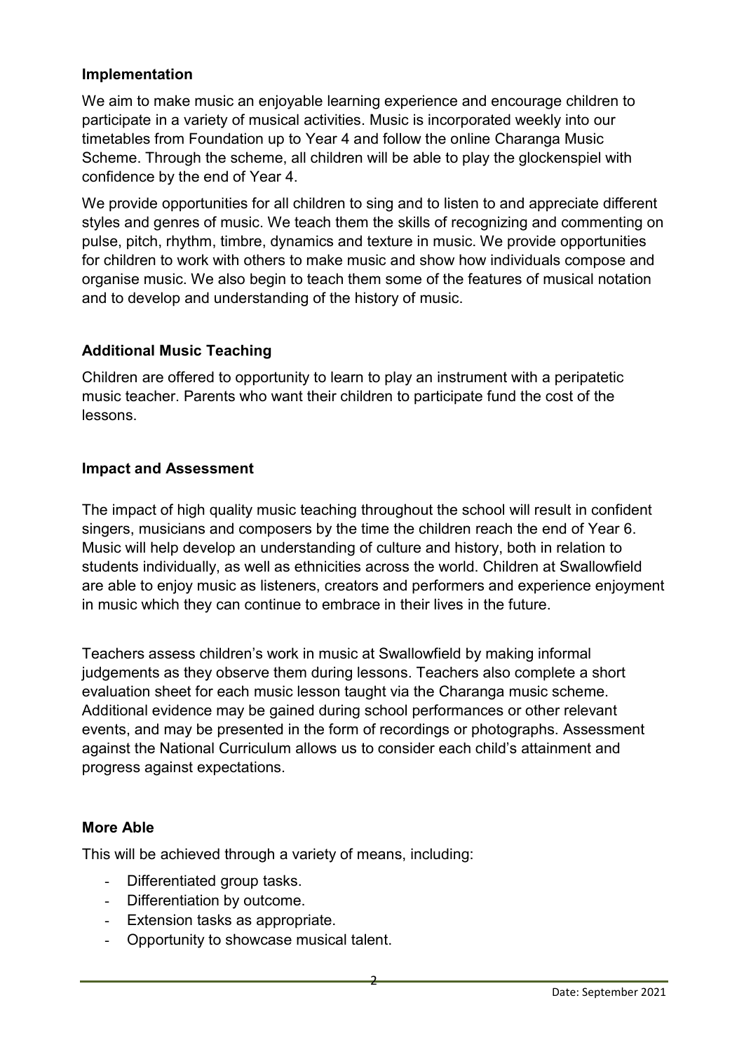## Implementation

We aim to make music an enjoyable learning experience and encourage children to participate in a variety of musical activities. Music is incorporated weekly into our timetables from Foundation up to Year 4 and follow the online Charanga Music Scheme. Through the scheme, all children will be able to play the glockenspiel with confidence by the end of Year 4.

We provide opportunities for all children to sing and to listen to and appreciate different styles and genres of music. We teach them the skills of recognizing and commenting on pulse, pitch, rhythm, timbre, dynamics and texture in music. We provide opportunities for children to work with others to make music and show how individuals compose and organise music. We also begin to teach them some of the features of musical notation and to develop and understanding of the history of music.

## Additional Music Teaching

Children are offered to opportunity to learn to play an instrument with a peripatetic music teacher. Parents who want their children to participate fund the cost of the lessons.

## Impact and Assessment

The impact of high quality music teaching throughout the school will result in confident singers, musicians and composers by the time the children reach the end of Year 6. Music will help develop an understanding of culture and history, both in relation to students individually, as well as ethnicities across the world. Children at Swallowfield are able to enjoy music as listeners, creators and performers and experience enjoyment in music which they can continue to embrace in their lives in the future.

Teachers assess children's work in music at Swallowfield by making informal judgements as they observe them during lessons. Teachers also complete a short evaluation sheet for each music lesson taught via the Charanga music scheme. Additional evidence may be gained during school performances or other relevant events, and may be presented in the form of recordings or photographs. Assessment against the National Curriculum allows us to consider each child's attainment and progress against expectations.

## More Able

This will be achieved through a variety of means, including:

- Differentiated group tasks.
- Differentiation by outcome.
- Extension tasks as appropriate.
- Opportunity to showcase musical talent.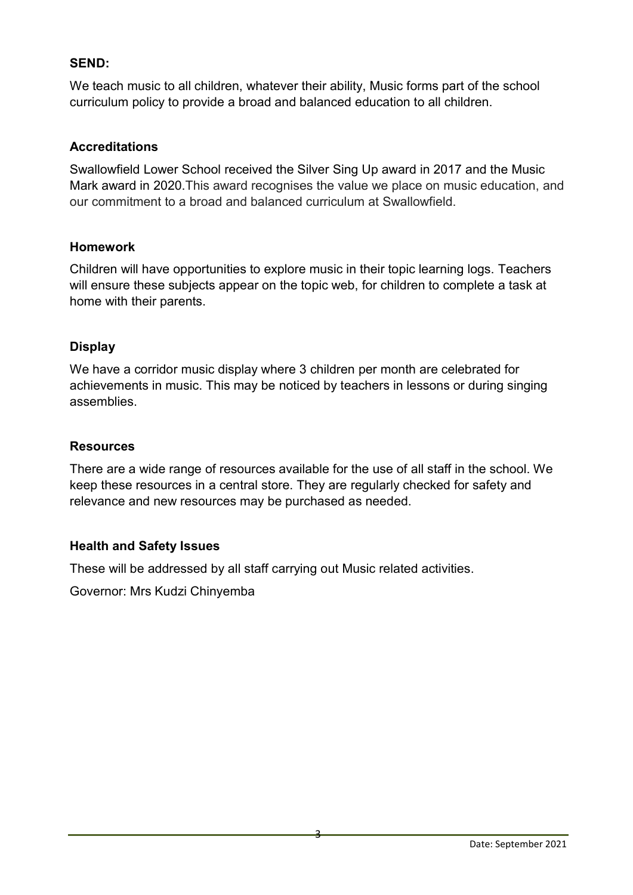**SEND:**

We teach music to all children, whatever their ability, Music forms part of the school curriculum policy to provide a broad and balanced education to all children.

**Accreditations**

Swallowfield Lower School received the Silver Sing Up award in 2017 and the Music Mark award in 2020.This award recognises the value we place on music education, and our commitment to a broad and balanced curriculum at Swallowfield.

**Homework**

Children will have opportunities to explore music in their topic learning logs. Teachers will ensure these subjects appear on the topic web, for children to complete a task at home with their parents.

**Display**

We have a corridor music display where 3 children per month are celebrated for achievements in music. This may be noticed by teachers in lessons or during singing assemblies.

**Resources**

There are a wide range of resources available for the use of all staff in the school. We keep these resources in a central store. They are regularly checked for safety and relevance and new resources may be purchased as needed.

**Health and Safety Issues**

These will be addressed by all staff carrying out Music related activities.

Governor: Mrs Kudzi Chinyemba

Date: September 2021